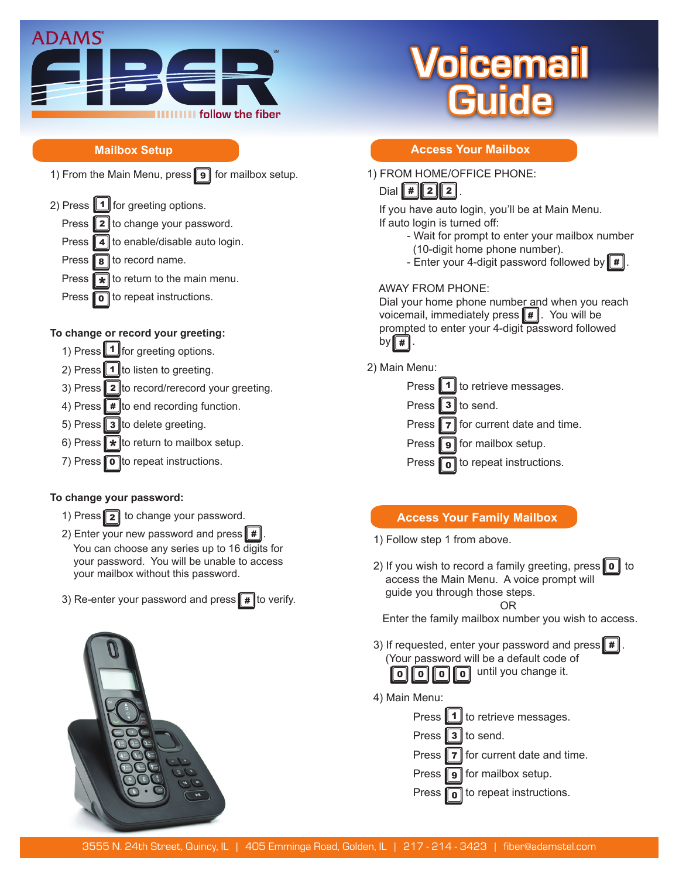ADAMS® FIBER℠ follow the fiber

# Voicemail Guide

## Mailbox Setup

1) From the Main Menu, press 9 for mailbox setup.

2) Press 1 for greeting options.
   Press 2 to change your password.
   Press 4 to enable/disable auto login.
   Press 8 to record name.
   Press * to return to the main menu.
   Press 0 to repeat instructions.

**To change or record your greeting:**

1) Press 1 for greeting options.
2) Press 1 to listen to greeting.
3) Press 2 to record/rerecord your greeting.
4) Press # to end recording function.
5) Press 3 to delete greeting.
6) Press * to return to mailbox setup.
7) Press 0 to repeat instructions.

**To change your password:**

1) Press 2 to change your password.
2) Enter your new password and press #.
   You can choose any series up to 16 digits for your password. You will be unable to access your mailbox without this password.
3) Re-enter your password and press # to verify.

## Access Your Mailbox

1) FROM HOME/OFFICE PHONE:
   Dial # 2 2.
   If you have auto login, you'll be at Main Menu.
   If auto login is turned off:
   - Wait for prompt to enter your mailbox number (10-digit home phone number).
   - Enter your 4-digit password followed by #.

   AWAY FROM PHONE:
   Dial your home phone number and when you reach voicemail, immediately press #. You will be prompted to enter your 4-digit password followed by #.

2) Main Menu:
   Press 1 to retrieve messages.
   Press 3 to send.
   Press 7 for current date and time.
   Press 9 for mailbox setup.
   Press 0 to repeat instructions.

## Access Your Family Mailbox

1) Follow step 1 from above.

2) If you wish to record a family greeting, press 0 to access the Main Menu. A voice prompt will guide you through those steps.
   OR
   Enter the family mailbox number you wish to access.

3) If requested, enter your password and press #.
   (Your password will be a default code of 0 0 0 0 until you change it.

4) Main Menu:
   Press 1 to retrieve messages.
   Press 3 to send.
   Press 7 for current date and time.
   Press 9 for mailbox setup.
   Press 0 to repeat instructions.

3555 N. 24th Street, Quincy, IL | 405 Emminga Road, Golden, IL | 217 - 214 - 3423 | fiber@adamstel.com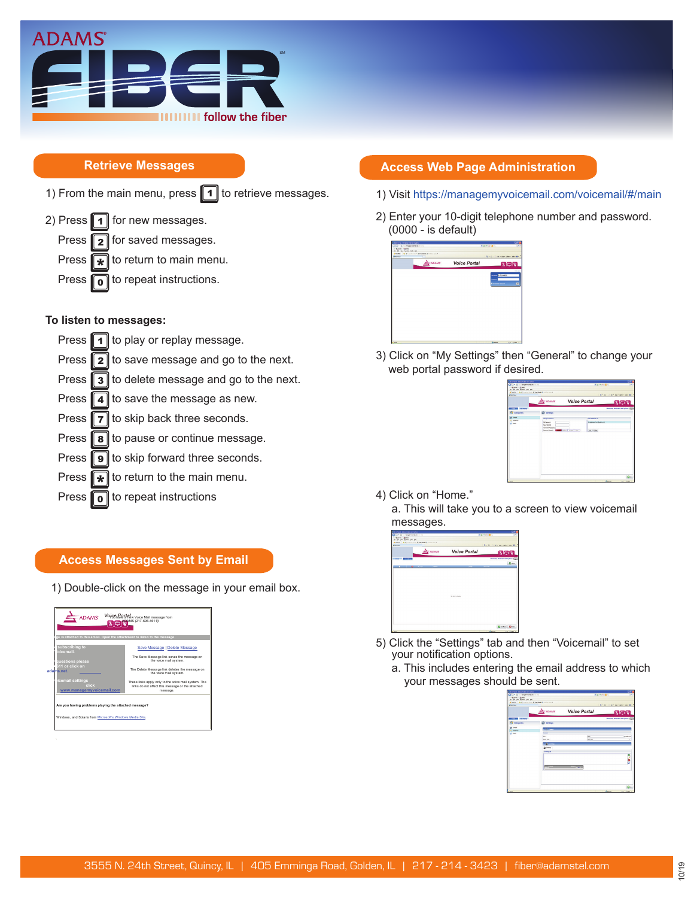# ADAMS FIBER

follow the fiber

## Retrieve Messages

1) From the main menu, press 1 to retrieve messages.

2) Press 1 for new messages.
Press 2 for saved messages.
Press * to return to main menu.
Press 0 to repeat instructions.

**To listen to messages:**

Press 1 to play or replay message.
Press 2 to save message and go to the next.
Press 3 to delete message and go to the next.
Press 4 to save the message as new.
Press 7 to skip back three seconds.
Press 8 to pause or continue message.
Press 9 to skip forward three seconds.
Press * to return to the main menu.
Press 0 to repeat instructions

## Access Messages Sent by Email

1) Double-click on the message in your email box.

## Access Web Page Administration

1) Visit https://managemyvoicemail.com/voicemail/#/main

2) Enter your 10-digit telephone number and password. (0000 - is default)

3) Click on "My Settings" then "General" to change your web portal password if desired.

4) Click on "Home."
   a. This will take you to a screen to view voicemail messages.

5) Click the "Settings" tab and then "Voicemail" to set your notification options.
   a. This includes entering the email address to which your messages should be sent.

3555 N. 24th Street, Quincy, IL | 405 Emminga Road, Golden, IL | 217 - 214 - 3423 | fiber@adamstel.com

10/19